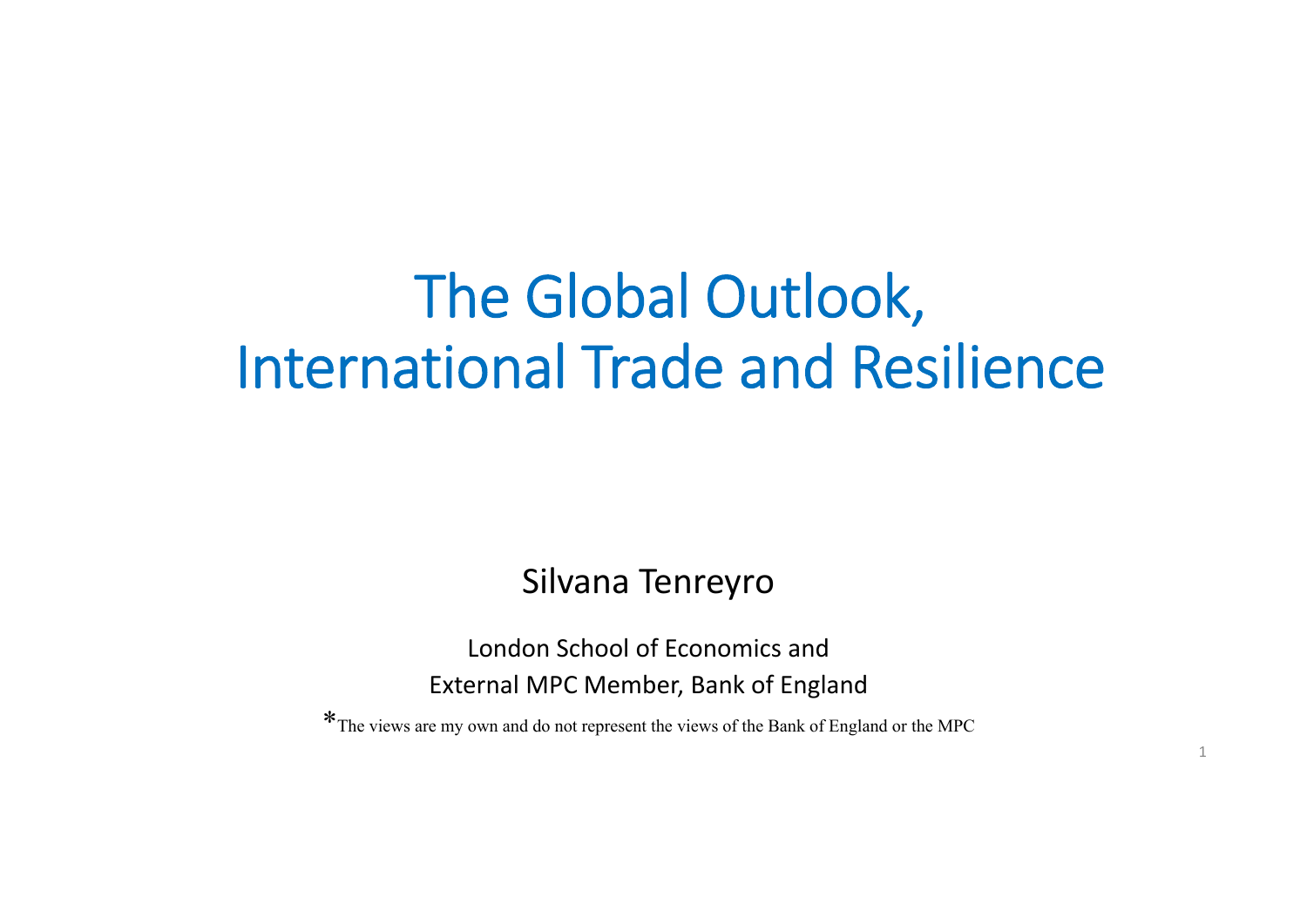# The Global Outlook, International Trade and Resilience

Silvana Tenreyro

London School of Economics and
External MPC Member, Bank of England

*The views are my own and do not represent the views of the Bank of England or the MPC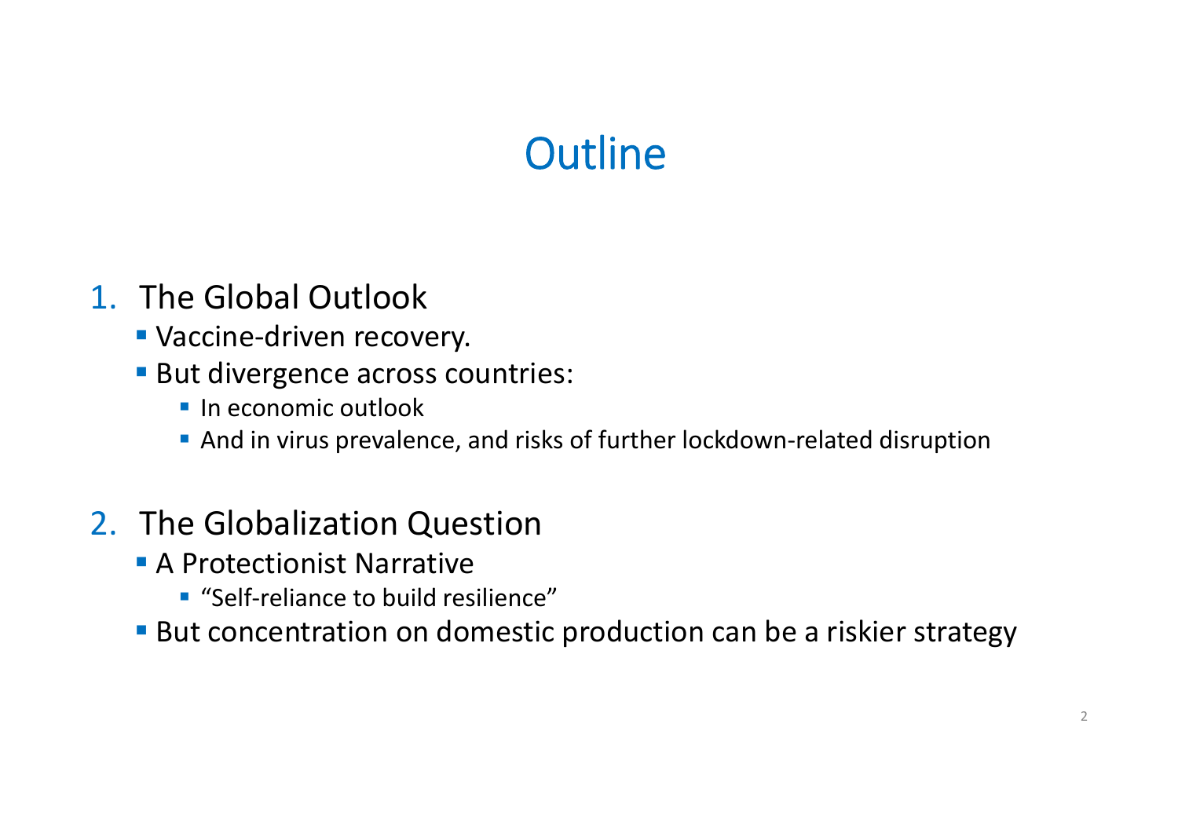# Outline

1. The Global Outlook
   - Vaccine-driven recovery.
   - But divergence across countries:
     - In economic outlook
     - And in virus prevalence, and risks of further lockdown-related disruption

2. The Globalization Question
   - A Protectionist Narrative
     - “Self-reliance to build resilience”
   - But concentration on domestic production can be a riskier strategy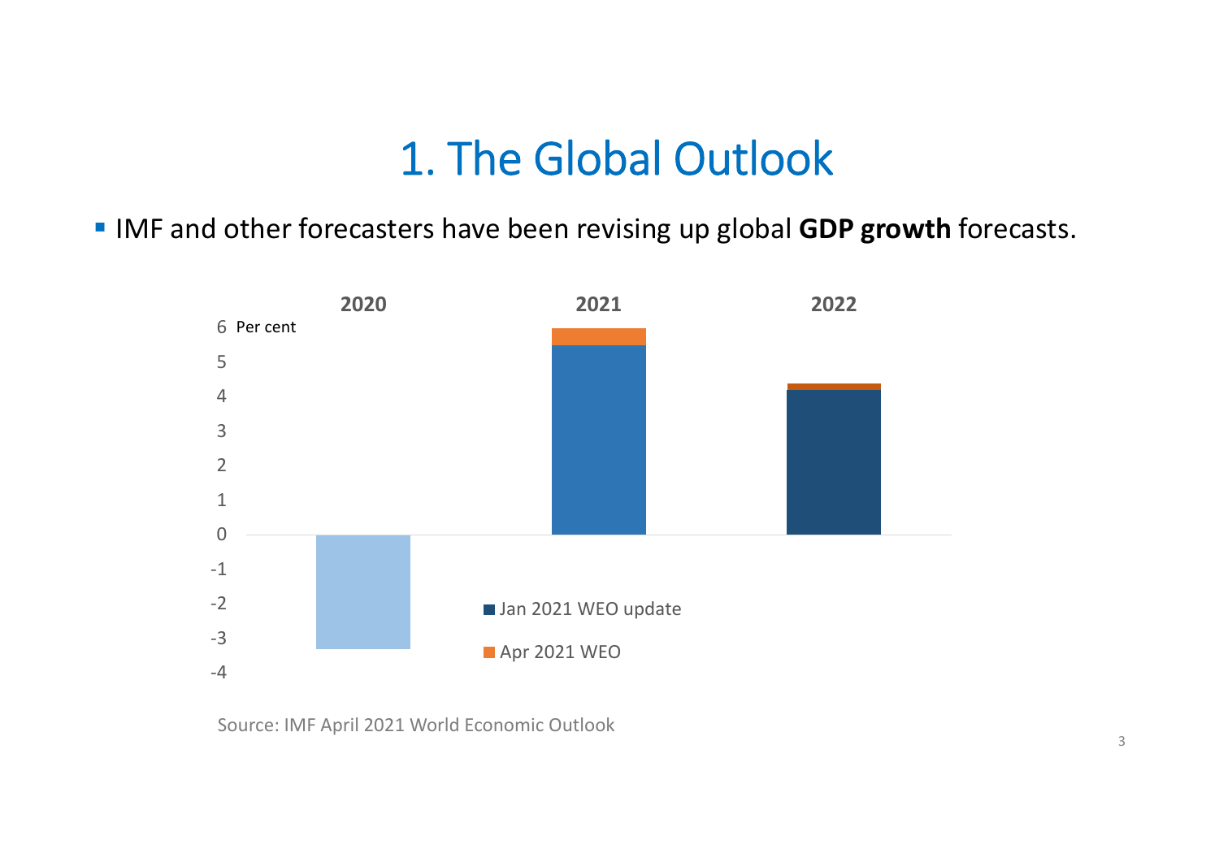# 1. The Global Outlook

- IMF and other forecasters have been revising up global **GDP growth** forecasts.

Source: IMF April 2021 World Economic Outlook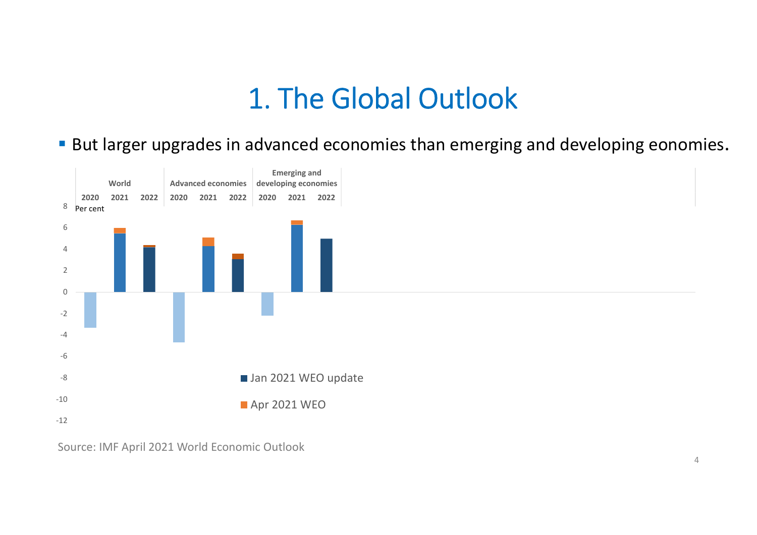# 1. The Global Outlook

- But larger upgrades in advanced economies than emerging and developing eonomies.

| | World | | | Advanced economies | | | Emerging and developing economies | | |
|---|---|---|---|---|---|---|---|---|---|
| | 2020 | 2021 | 2022 | 2020 | 2021 | 2022 | 2020 | 2021 | 2022 |

Per cent

■ Jan 2021 WEO update

■ Apr 2021 WEO

Source: IMF April 2021 World Economic Outlook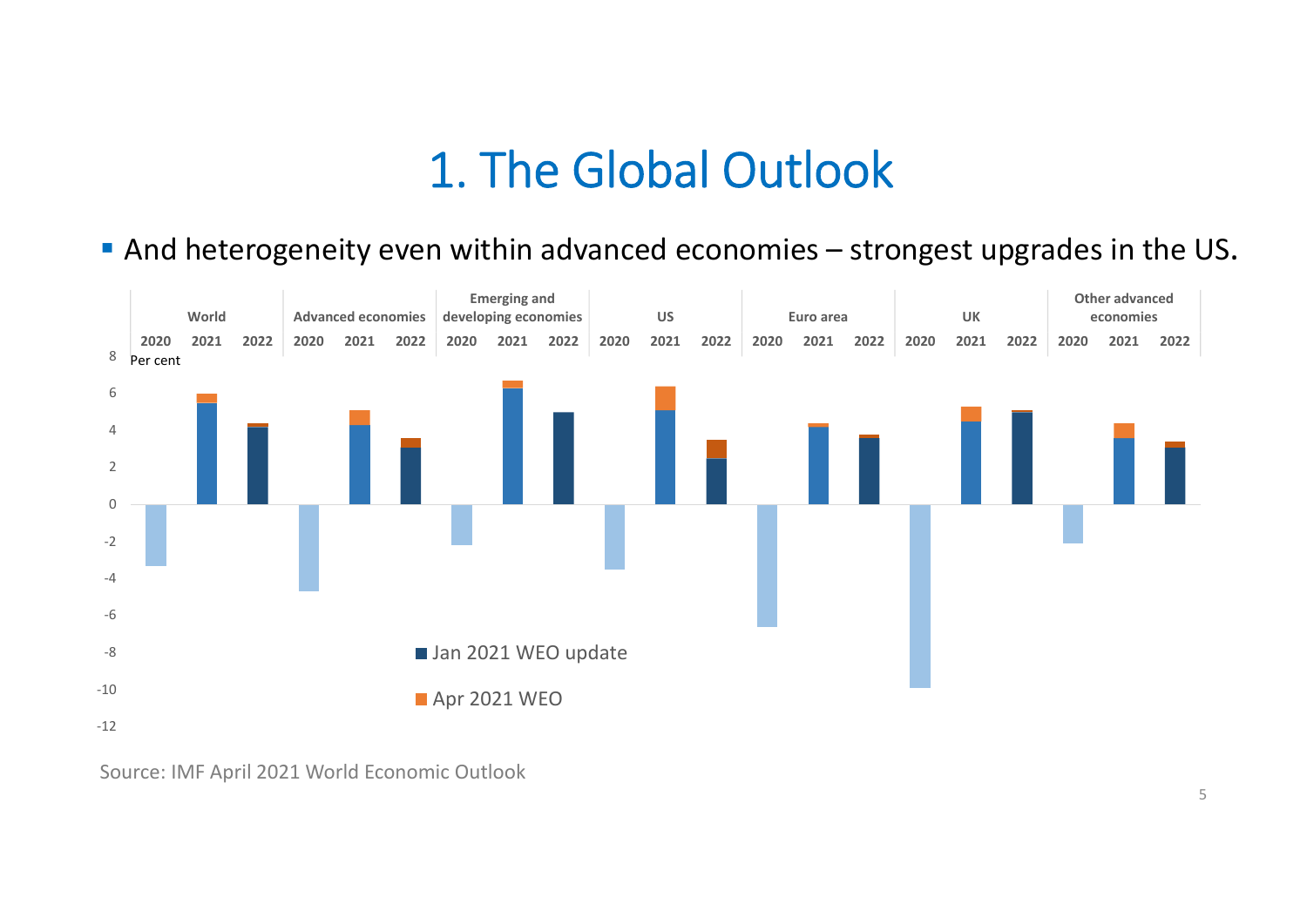# 1. The Global Outlook

- And heterogeneity even within advanced economies – strongest upgrades in the US.

| | World | | | Advanced economies | | | Emerging and developing economies | | | US | | | Euro area | | | UK | | | Other advanced economies | | |
|---|---|---|---|---|---|---|---|---|---|---|---|---|---|---|---|---|---|---|---|---|---|
| | 2020 | 2021 | 2022 | 2020 | 2021 | 2022 | 2020 | 2021 | 2022 | 2020 | 2021 | 2022 | 2020 | 2021 | 2022 | 2020 | 2021 | 2022 | 2020 | 2021 | 2022 |

Per cent

■ Jan 2021 WEO update

■ Apr 2021 WEO

Source: IMF April 2021 World Economic Outlook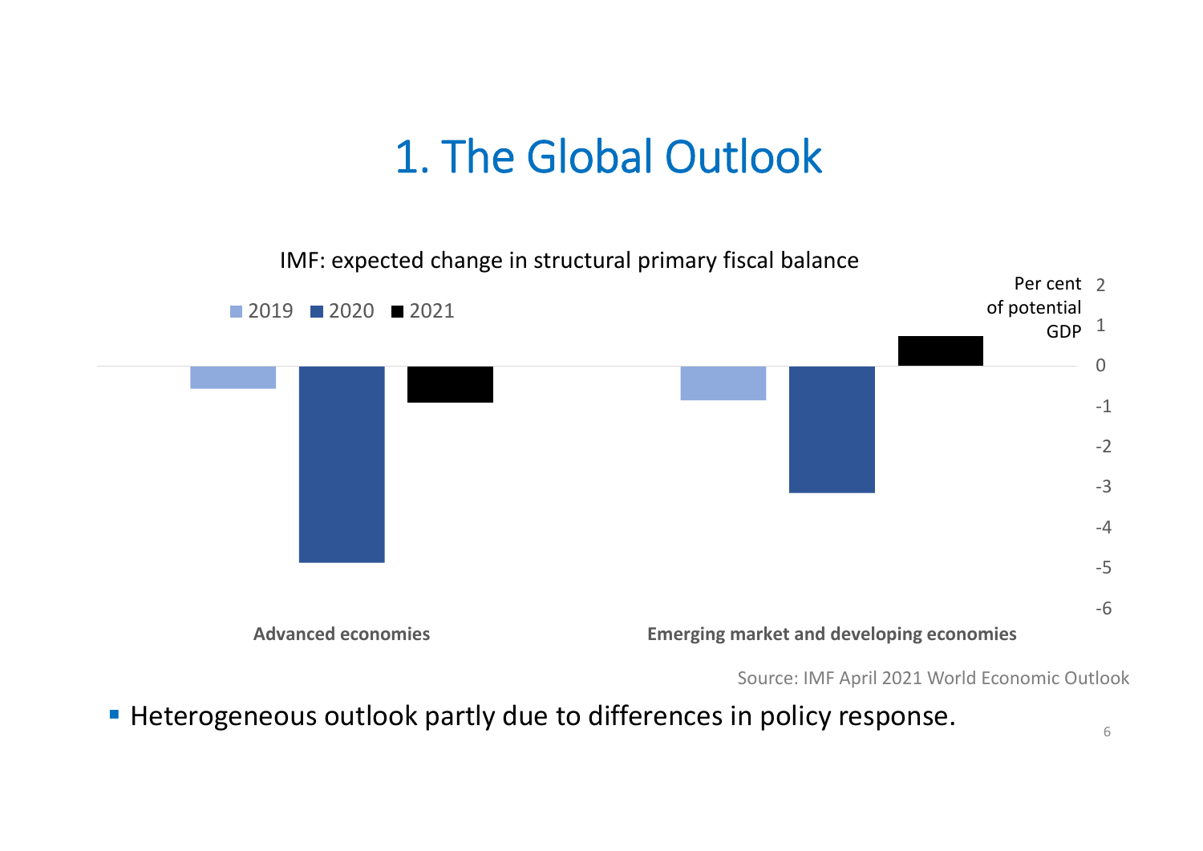# 1. The Global Outlook

IMF: expected change in structural primary fiscal balance

2019 | 2020 | 2021

Per cent of potential GDP

Advanced economies

Emerging market and developing economies

Source: IMF April 2021 World Economic Outlook

- Heterogeneous outlook partly due to differences in policy response.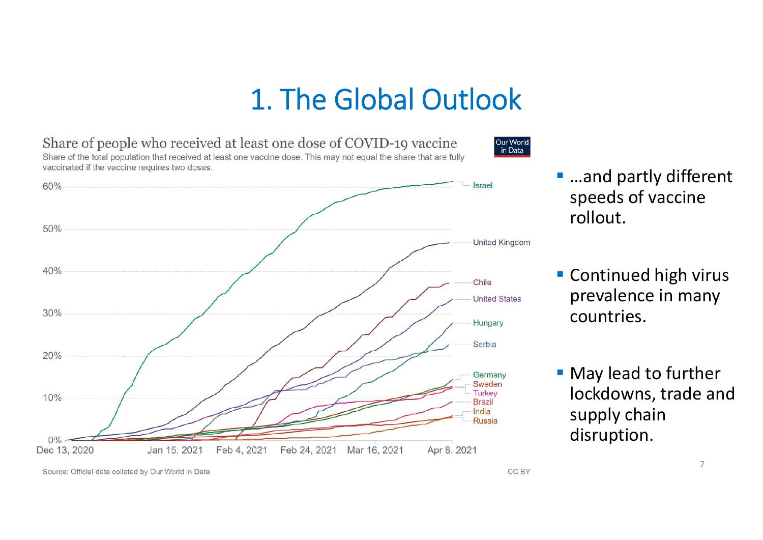# 1. The Global Outlook

**Share of people who received at least one dose of COVID-19 vaccine**

Share of the total population that received at least one vaccine dose. This may not equal the share that are fully vaccinated if the vaccine requires two doses.

Source: Official data collated by Our World in Data

CC BY

- …and partly different speeds of vaccine rollout.
- Continued high virus prevalence in many countries.
- May lead to further lockdowns, trade and supply chain disruption.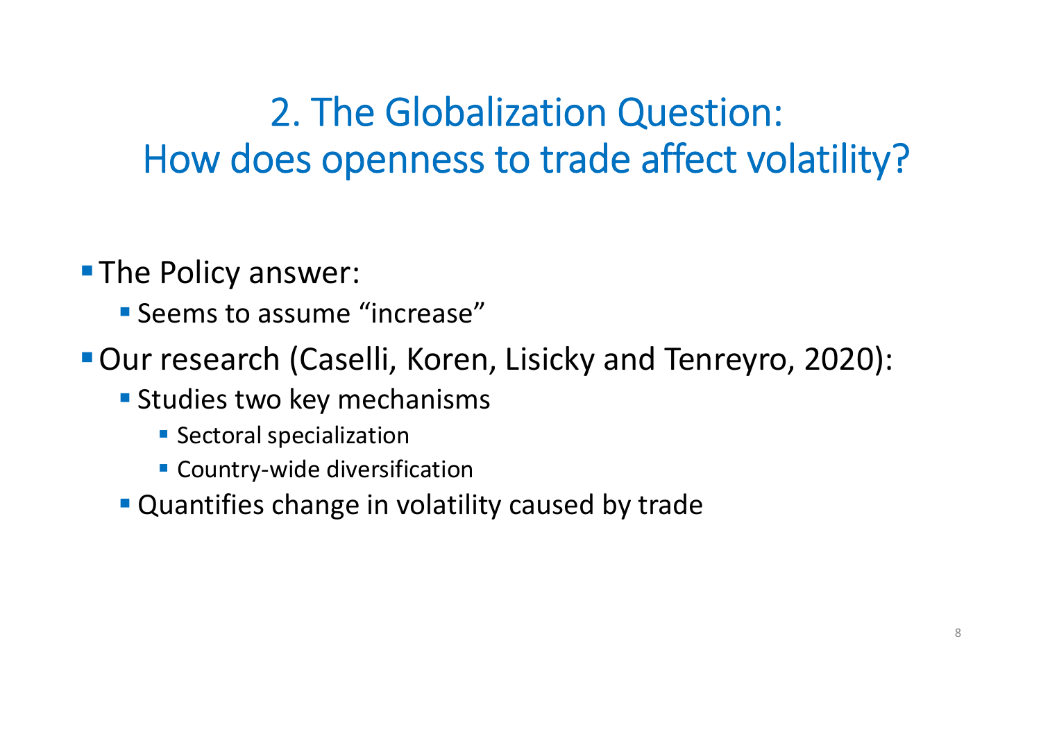# 2. The Globalization Question: How does openness to trade affect volatility?

- The Policy answer:
  - Seems to assume "increase"
- Our research (Caselli, Koren, Lisicky and Tenreyro, 2020):
  - Studies two key mechanisms
    - Sectoral specialization
    - Country-wide diversification
  - Quantifies change in volatility caused by trade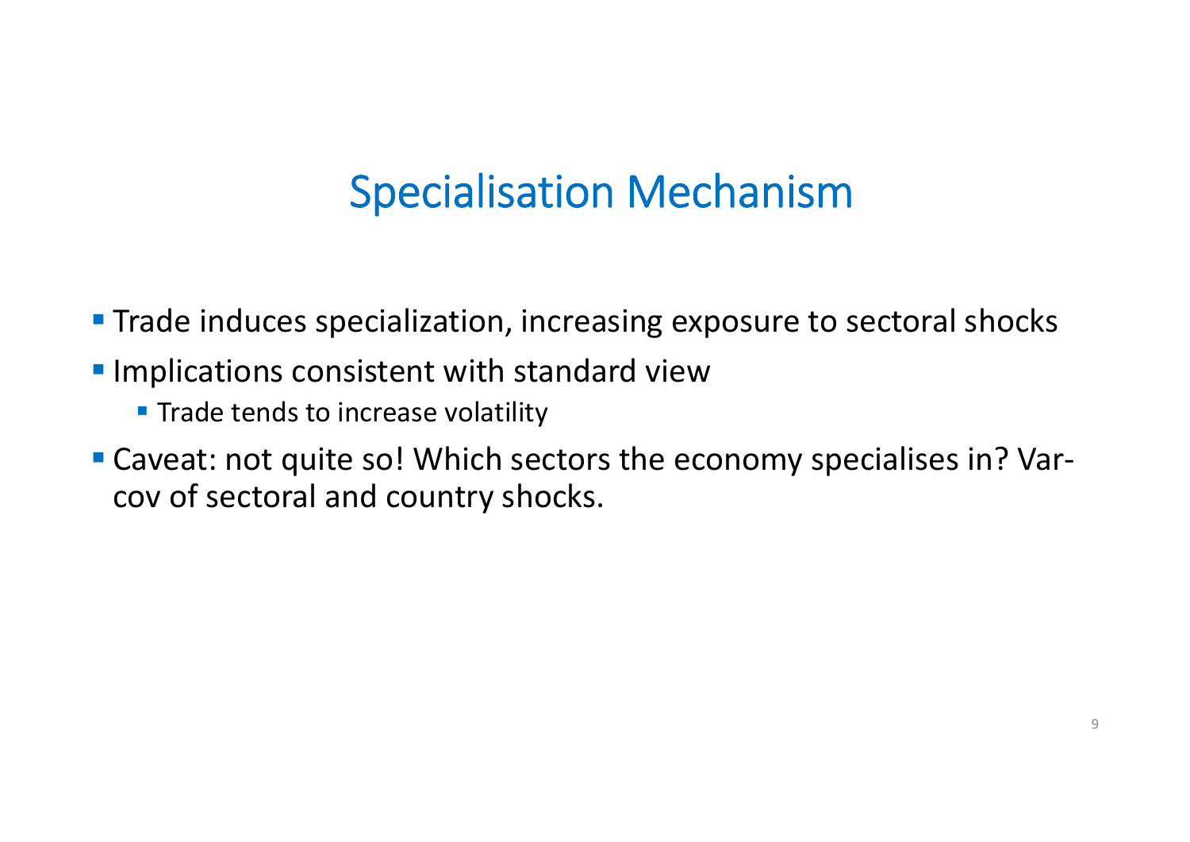# Specialisation Mechanism

- Trade induces specialization, increasing exposure to sectoral shocks
- Implications consistent with standard view
  - Trade tends to increase volatility
- Caveat: not quite so! Which sectors the economy specialises in? Var-cov of sectoral and country shocks.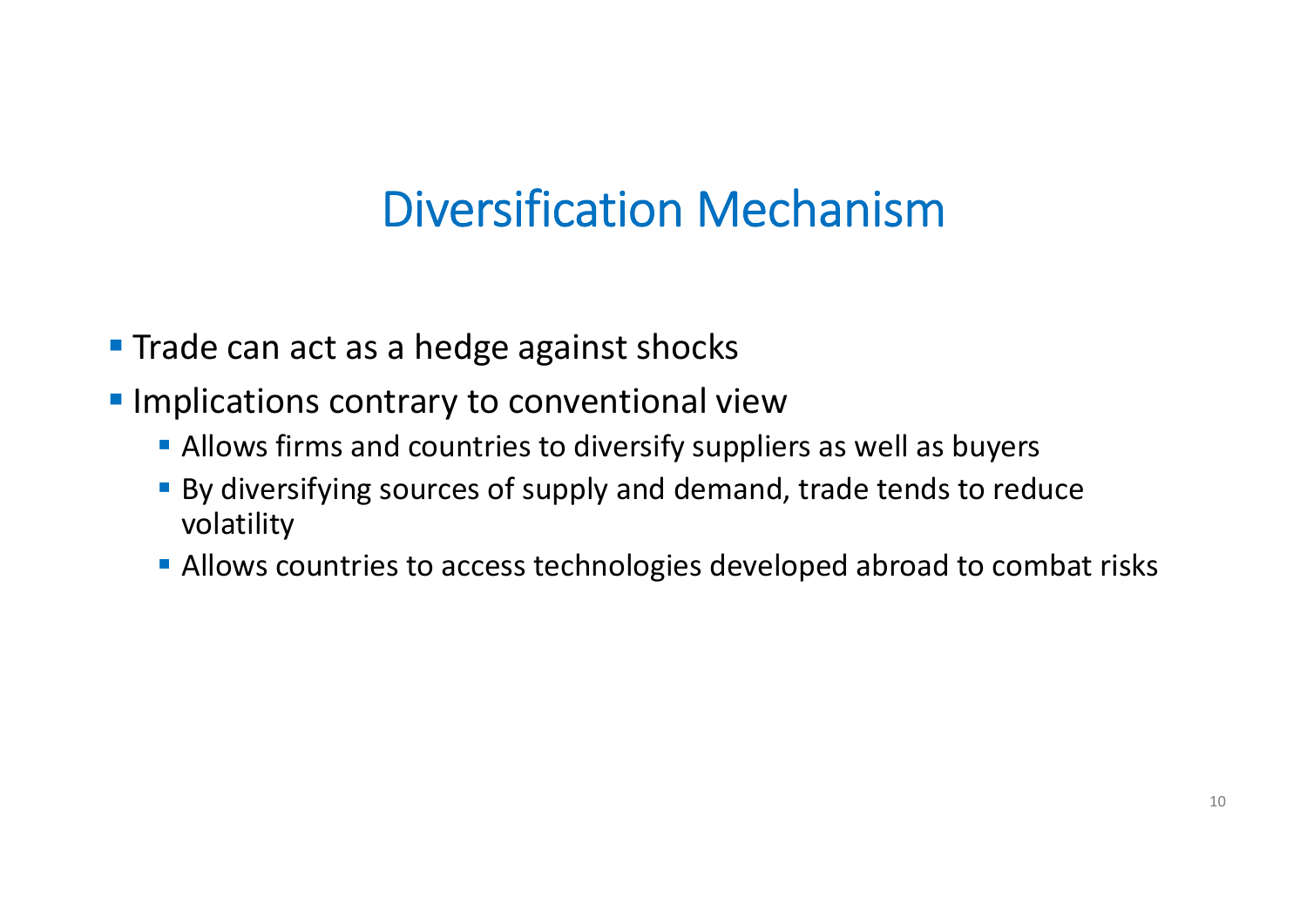# Diversification Mechanism

- Trade can act as a hedge against shocks
- Implications contrary to conventional view
  - Allows firms and countries to diversify suppliers as well as buyers
  - By diversifying sources of supply and demand, trade tends to reduce volatility
  - Allows countries to access technologies developed abroad to combat risks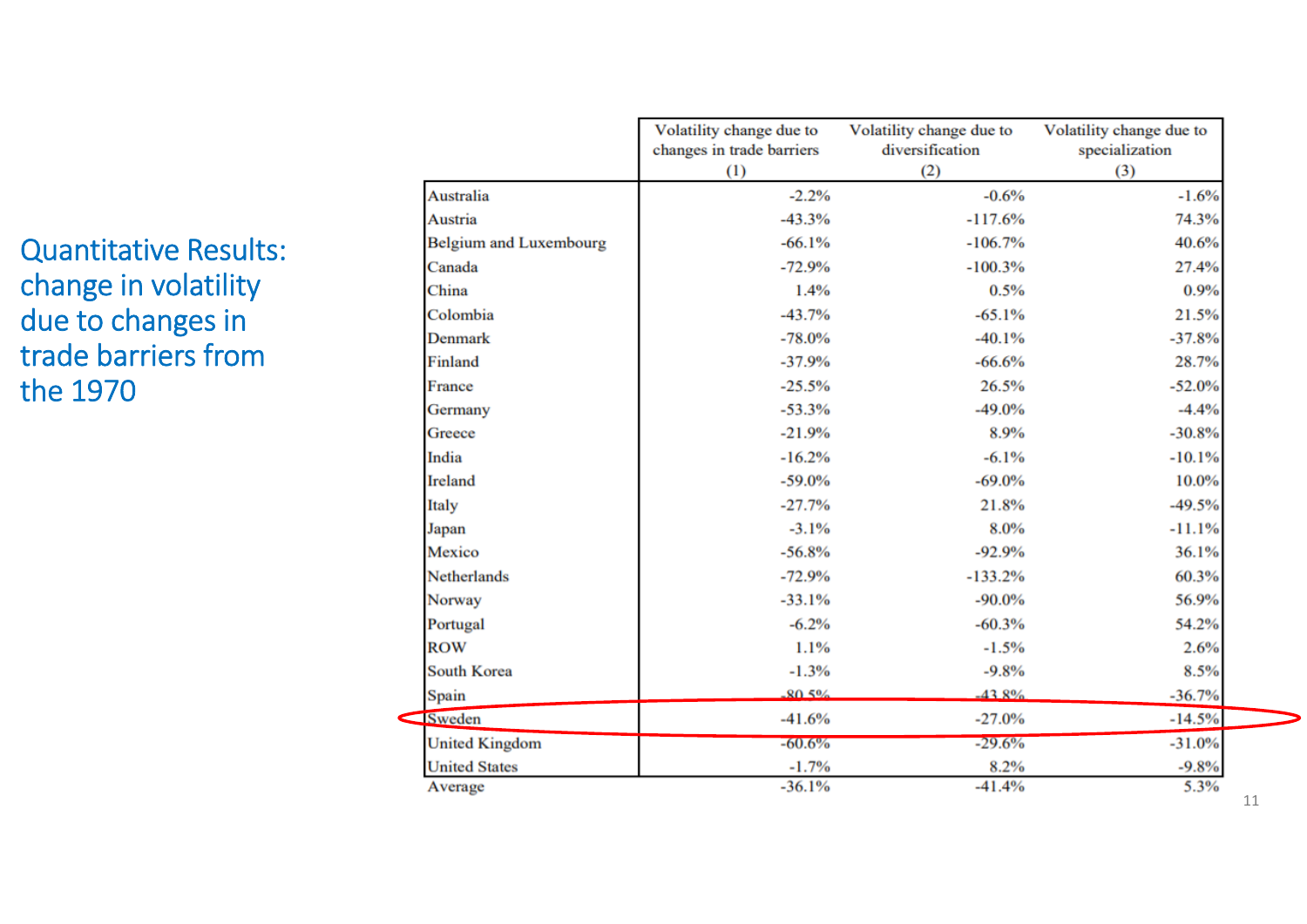## Quantitative Results: change in volatility due to changes in trade barriers from the 1970

| | Volatility change due to changes in trade barriers (1) | Volatility change due to diversification (2) | Volatility change due to specialization (3) |
|---|---|---|---|
| Australia | -2.2% | -0.6% | -1.6% |
| Austria | -43.3% | -117.6% | 74.3% |
| Belgium and Luxembourg | -66.1% | -106.7% | 40.6% |
| Canada | -72.9% | -100.3% | 27.4% |
| China | 1.4% | 0.5% | 0.9% |
| Colombia | -43.7% | -65.1% | 21.5% |
| Denmark | -78.0% | -40.1% | -37.8% |
| Finland | -37.9% | -66.6% | 28.7% |
| France | -25.5% | 26.5% | -52.0% |
| Germany | -53.3% | -49.0% | -4.4% |
| Greece | -21.9% | 8.9% | -30.8% |
| India | -16.2% | -6.1% | -10.1% |
| Ireland | -59.0% | -69.0% | 10.0% |
| Italy | -27.7% | 21.8% | -49.5% |
| Japan | -3.1% | 8.0% | -11.1% |
| Mexico | -56.8% | -92.9% | 36.1% |
| Netherlands | -72.9% | -133.2% | 60.3% |
| Norway | -33.1% | -90.0% | 56.9% |
| Portugal | -6.2% | -60.3% | 54.2% |
| ROW | 1.1% | -1.5% | 2.6% |
| South Korea | -1.3% | -9.8% | 8.5% |
| Spain | -80.5% | -43.8% | -36.7% |
| Sweden | -41.6% | -27.0% | -14.5% |
| United Kingdom | -60.6% | -29.6% | -31.0% |
| United States | -1.7% | 8.2% | -9.8% |
| Average | -36.1% | -41.4% | 5.3% |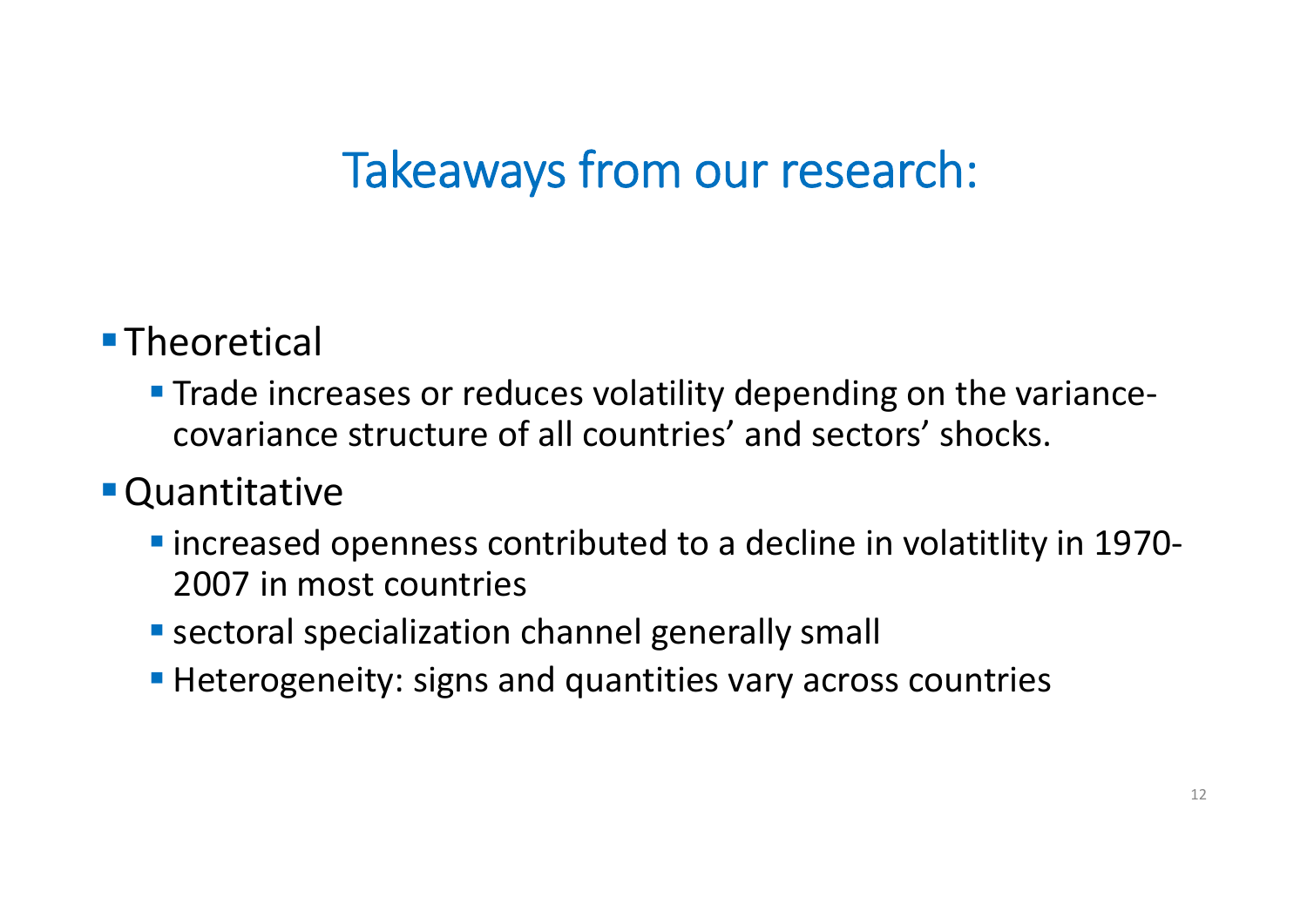# Takeaways from our research:

- Theoretical
  - Trade increases or reduces volatility depending on the variance-covariance structure of all countries' and sectors' shocks.
- Quantitative
  - increased openness contributed to a decline in volatitlity in 1970-2007 in most countries
  - sectoral specialization channel generally small
  - Heterogeneity: signs and quantities vary across countries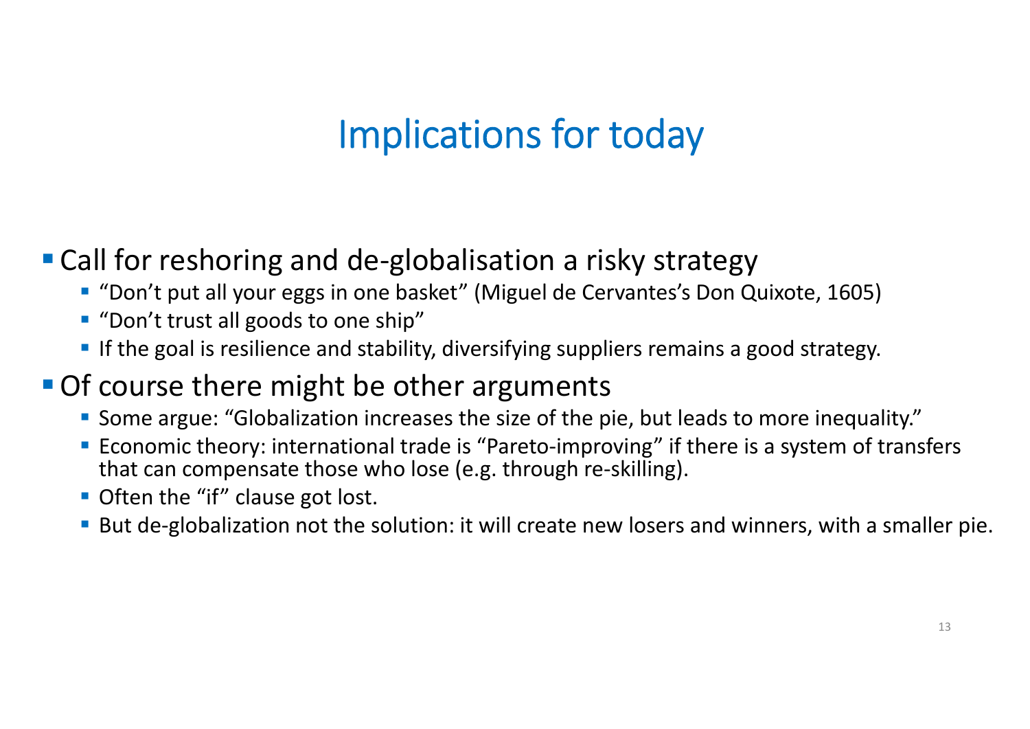# Implications for today

- Call for reshoring and de-globalisation a risky strategy
  - “Don’t put all your eggs in one basket” (Miguel de Cervantes’s Don Quixote, 1605)
  - “Don’t trust all goods to one ship”
  - If the goal is resilience and stability, diversifying suppliers remains a good strategy.
- Of course there might be other arguments
  - Some argue: “Globalization increases the size of the pie, but leads to more inequality.”
  - Economic theory: international trade is “Pareto-improving” if there is a system of transfers that can compensate those who lose (e.g. through re-skilling).
  - Often the “if” clause got lost.
  - But de-globalization not the solution: it will create new losers and winners, with a smaller pie.